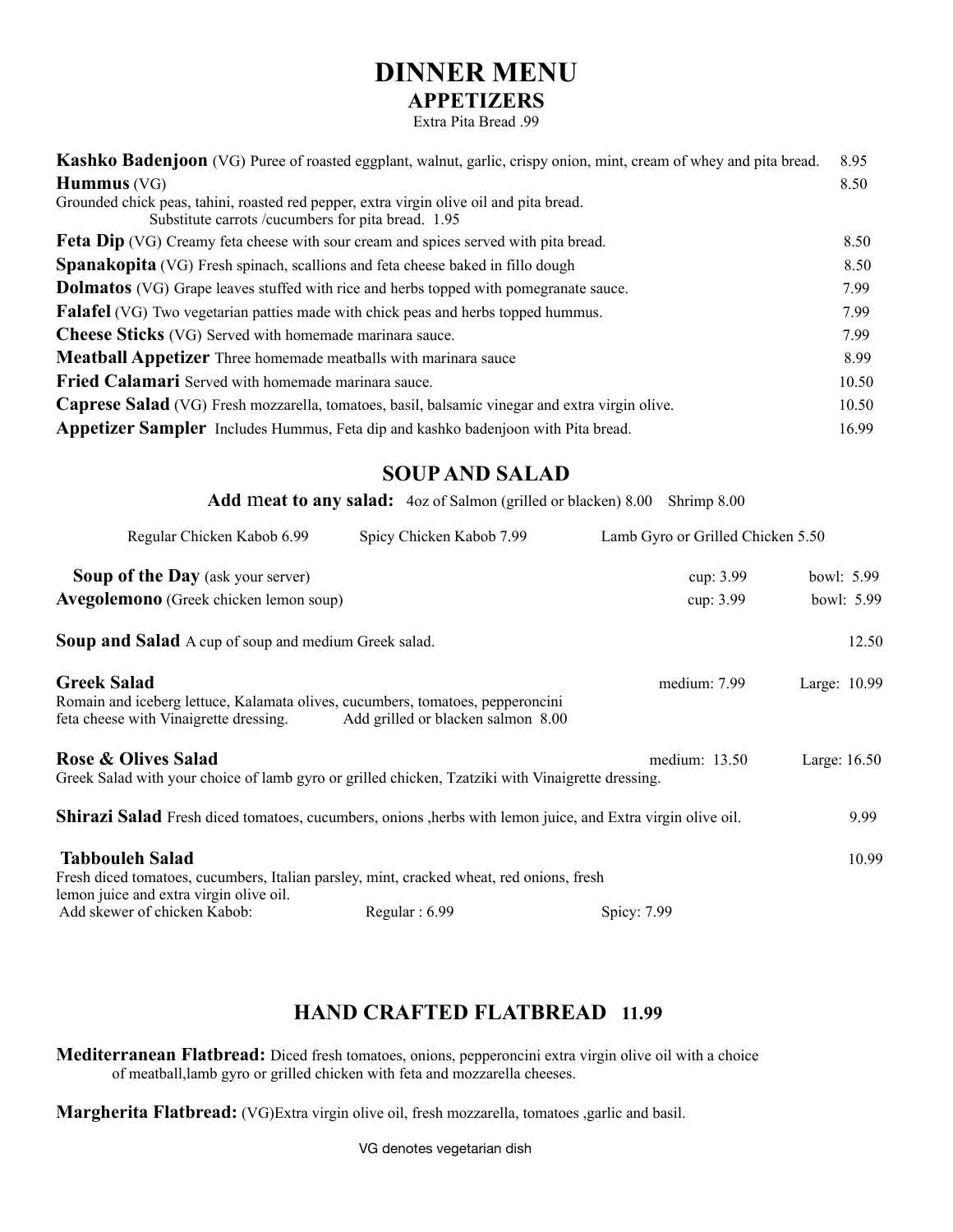# DINNER MENU

## APPETIZERS

Extra Pita Bread .99

**Kashko Badenjoon** (VG) Puree of roasted eggplant, walnut, garlic, crispy onion, mint, cream of whey and pita bread. 8.95

**Hummus** (VG) 8.50
Grounded chick peas, tahini, roasted red pepper, extra virgin olive oil and pita bread.
Substitute carrots /cucumbers for pita bread. 1.95

**Feta Dip** (VG) Creamy feta cheese with sour cream and spices served with pita bread. 8.50

**Spanakopita** (VG) Fresh spinach, scallions and feta cheese baked in fillo dough 8.50

**Dolmatos** (VG) Grape leaves stuffed with rice and herbs topped with pomegranate sauce. 7.99

**Falafel** (VG) Two vegetarian patties made with chick peas and herbs topped hummus. 7.99

**Cheese Sticks** (VG) Served with homemade marinara sauce. 7.99

**Meatball Appetizer** Three homemade meatballs with marinara sauce 8.99

**Fried Calamari** Served with homemade marinara sauce. 10.50

**Caprese Salad** (VG) Fresh mozzarella, tomatoes, basil, balsamic vinegar and extra virgin olive. 10.50

**Appetizer Sampler** Includes Hummus, Feta dip and kashko badenjoon with Pita bread. 16.99

## SOUP AND SALAD

**Add meat to any salad:** 4oz of Salmon (grilled or blacken) 8.00 Shrimp 8.00

Regular Chicken Kabob 6.99 Spicy Chicken Kabob 7.99 Lamb Gyro or Grilled Chicken 5.50

**Soup of the Day** (ask your server) cup: 3.99 bowl: 5.99

**Avegolemono** (Greek chicken lemon soup) cup: 3.99 bowl: 5.99

**Soup and Salad** A cup of soup and medium Greek salad. 12.50

**Greek Salad** medium: 7.99 Large: 10.99
Romain and iceberg lettuce, Kalamata olives, cucumbers, tomatoes, pepperoncini feta cheese with Vinaigrette dressing. Add grilled or blacken salmon 8.00

**Rose & Olives Salad** medium: 13.50 Large: 16.50
Greek Salad with your choice of lamb gyro or grilled chicken, Tzatziki with Vinaigrette dressing.

**Shirazi Salad** Fresh diced tomatoes, cucumbers, onions ,herbs with lemon juice, and Extra virgin olive oil. 9.99

**Tabbouleh Salad** 10.99
Fresh diced tomatoes, cucumbers, Italian parsley, mint, cracked wheat, red onions, fresh lemon juice and extra virgin olive oil.
Add skewer of chicken Kabob: Regular : 6.99 Spicy: 7.99

## HAND CRAFTED FLATBREAD 11.99

**Mediterranean Flatbread:** Diced fresh tomatoes, onions, pepperoncini extra virgin olive oil with a choice of meatball,lamb gyro or grilled chicken with feta and mozzarella cheeses.

**Margherita Flatbread:** (VG)Extra virgin olive oil, fresh mozzarella, tomatoes ,garlic and basil.

VG denotes vegetarian dish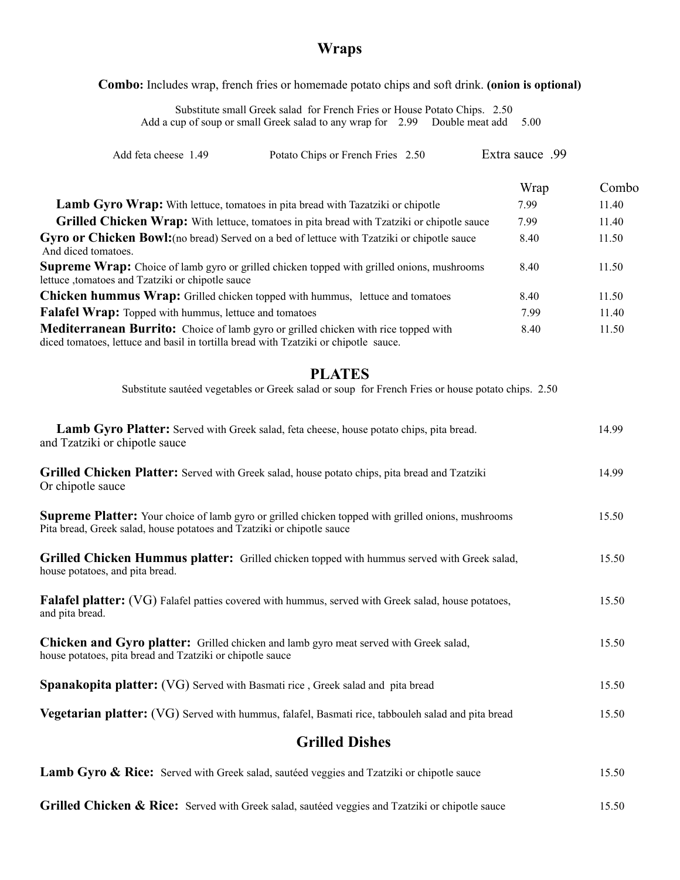# Wraps

**Combo:** Includes wrap, french fries or homemade potato chips and soft drink. **(onion is optional)**

Substitute small Greek salad for French Fries or House Potato Chips. 2.50
Add a cup of soup or small Greek salad to any wrap for 2.99 Double meat add 5.00

Add feta cheese 1.49 Potato Chips or French Fries 2.50 Extra sauce .99

| | Wrap | Combo |
|---|---|---|
| **Lamb Gyro Wrap:** With lettuce, tomatoes in pita bread with Tazatziki or chipotle | 7.99 | 11.40 |
| **Grilled Chicken Wrap:** With lettuce, tomatoes in pita bread with Tzatziki or chipotle sauce | 7.99 | 11.40 |
| **Gyro or Chicken Bowl:**(no bread) Served on a bed of lettuce with Tzatziki or chipotle sauce And diced tomatoes. | 8.40 | 11.50 |
| **Supreme Wrap:** Choice of lamb gyro or grilled chicken topped with grilled onions, mushrooms lettuce ,tomatoes and Tzatziki or chipotle sauce | 8.40 | 11.50 |
| **Chicken hummus Wrap:** Grilled chicken topped with hummus, lettuce and tomatoes | 8.40 | 11.50 |
| **Falafel Wrap:** Topped with hummus, lettuce and tomatoes | 7.99 | 11.40 |
| **Mediterranean Burrito:** Choice of lamb gyro or grilled chicken with rice topped with diced tomatoes, lettuce and basil in tortilla bread with Tzatziki or chipotle sauce. | 8.40 | 11.50 |

# PLATES

Substitute sautéed vegetables or Greek salad or soup for French Fries or house potato chips. 2.50

**Lamb Gyro Platter:** Served with Greek salad, feta cheese, house potato chips, pita bread. and Tzatziki or chipotle sauce — 14.99

**Grilled Chicken Platter:** Served with Greek salad, house potato chips, pita bread and Tzatziki Or chipotle sauce — 14.99

**Supreme Platter:** Your choice of lamb gyro or grilled chicken topped with grilled onions, mushrooms Pita bread, Greek salad, house potatoes and Tzatziki or chipotle sauce — 15.50

**Grilled Chicken Hummus platter:** Grilled chicken topped with hummus served with Greek salad, house potatoes, and pita bread. — 15.50

**Falafel platter:** (VG) Falafel patties covered with hummus, served with Greek salad, house potatoes, and pita bread. — 15.50

**Chicken and Gyro platter:** Grilled chicken and lamb gyro meat served with Greek salad, house potatoes, pita bread and Tzatziki or chipotle sauce — 15.50

**Spanakopita platter:** (VG) Served with Basmati rice , Greek salad and pita bread — 15.50

**Vegetarian platter:** (VG) Served with hummus, falafel, Basmati rice, tabbouleh salad and pita bread — 15.50

# Grilled Dishes

**Lamb Gyro & Rice:** Served with Greek salad, sautéed veggies and Tzatziki or chipotle sauce — 15.50

**Grilled Chicken & Rice:** Served with Greek salad, sautéed veggies and Tzatziki or chipotle sauce — 15.50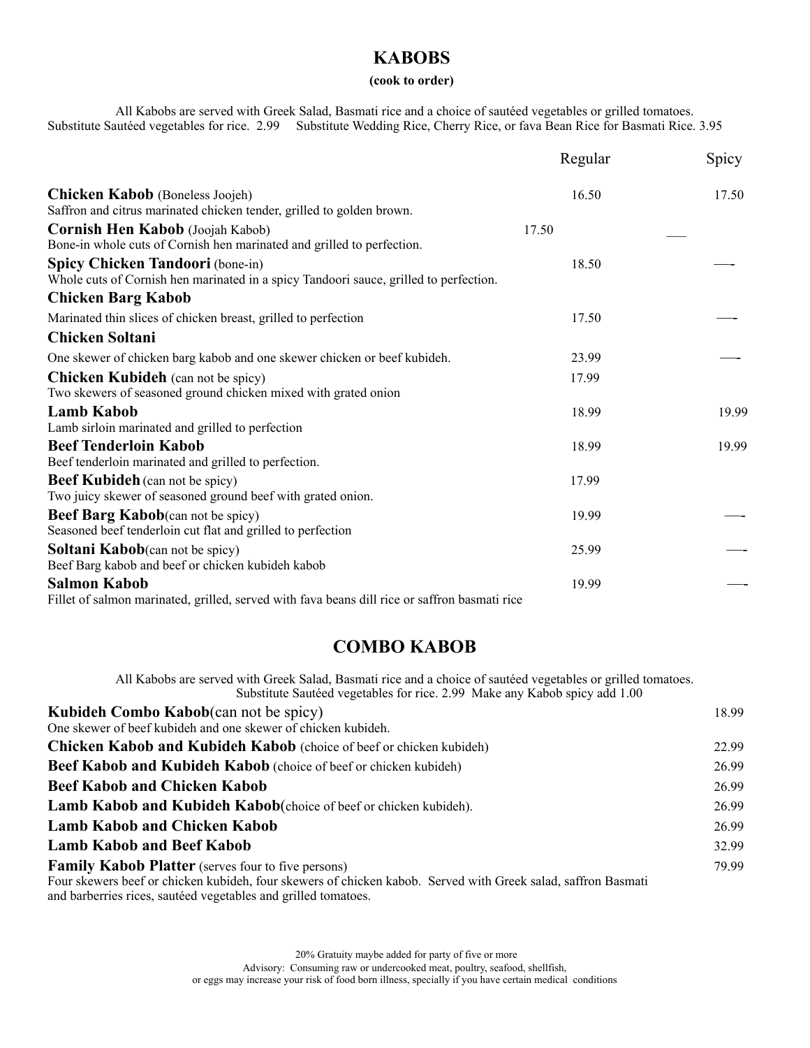## KABOBS

**(cook to order)**

All Kabobs are served with Greek Salad, Basmati rice and a choice of sautéed vegetables or grilled tomatoes.
Substitute Sautéed vegetables for rice. 2.99 Substitute Wedding Rice, Cherry Rice, or fava Bean Rice for Basmati Rice. 3.95

| | Regular | Spicy |
|---|---|---|
| **Chicken Kabob** (Boneless Joojeh)<br>Saffron and citrus marinated chicken tender, grilled to golden brown. | 16.50 | 17.50 |
| **Cornish Hen Kabob** (Joojah Kabob)<br>Bone-in whole cuts of Cornish hen marinated and grilled to perfection. | 17.50 | ___ |
| **Spicy Chicken Tandoori** (bone-in)<br>Whole cuts of Cornish hen marinated in a spicy Tandoori sauce, grilled to perfection. | 18.50 | —- |
| **Chicken Barg Kabob**<br>Marinated thin slices of chicken breast, grilled to perfection | 17.50 | —- |
| **Chicken Soltani**<br>One skewer of chicken barg kabob and one skewer chicken or beef kubideh. | 23.99 | —- |
| **Chicken Kubideh** (can not be spicy)<br>Two skewers of seasoned ground chicken mixed with grated onion | 17.99 | |
| **Lamb Kabob**<br>Lamb sirloin marinated and grilled to perfection | 18.99 | 19.99 |
| **Beef Tenderloin Kabob**<br>Beef tenderloin marinated and grilled to perfection. | 18.99 | 19.99 |
| **Beef Kubideh** (can not be spicy)<br>Two juicy skewer of seasoned ground beef with grated onion. | 17.99 | |
| **Beef Barg Kabob**(can not be spicy)<br>Seasoned beef tenderloin cut flat and grilled to perfection | 19.99 | —- |
| **Soltani Kabob**(can not be spicy)<br>Beef Barg kabob and beef or chicken kubideh kabob | 25.99 | —- |
| **Salmon Kabob**<br>Fillet of salmon marinated, grilled, served with fava beans dill rice or saffron basmati rice | 19.99 | —- |

## COMBO KABOB

All Kabobs are served with Greek Salad, Basmati rice and a choice of sautéed vegetables or grilled tomatoes.
Substitute Sautéed vegetables for rice. 2.99 Make any Kabob spicy add 1.00

| | |
|---|---|
| **Kubideh Combo Kabob**(can not be spicy)<br>One skewer of beef kubideh and one skewer of chicken kubideh. | 18.99 |
| **Chicken Kabob and Kubideh Kabob** (choice of beef or chicken kubideh) | 22.99 |
| **Beef Kabob and Kubideh Kabob** (choice of beef or chicken kubideh) | 26.99 |
| **Beef Kabob and Chicken Kabob** | 26.99 |
| **Lamb Kabob and Kubideh Kabob**(choice of beef or chicken kubideh). | 26.99 |
| **Lamb Kabob and Chicken Kabob** | 26.99 |
| **Lamb Kabob and Beef Kabob** | 32.99 |
| **Family Kabob Platter** (serves four to five persons)<br>Four skewers beef or chicken kubideh, four skewers of chicken kabob. Served with Greek salad, saffron Basmati and barberries rices, sautéed vegetables and grilled tomatoes. | 79.99 |

20% Gratuity maybe added for party of five or more
Advisory: Consuming raw or undercooked meat, poultry, seafood, shellfish,
or eggs may increase your risk of food born illness, specially if you have certain medical conditions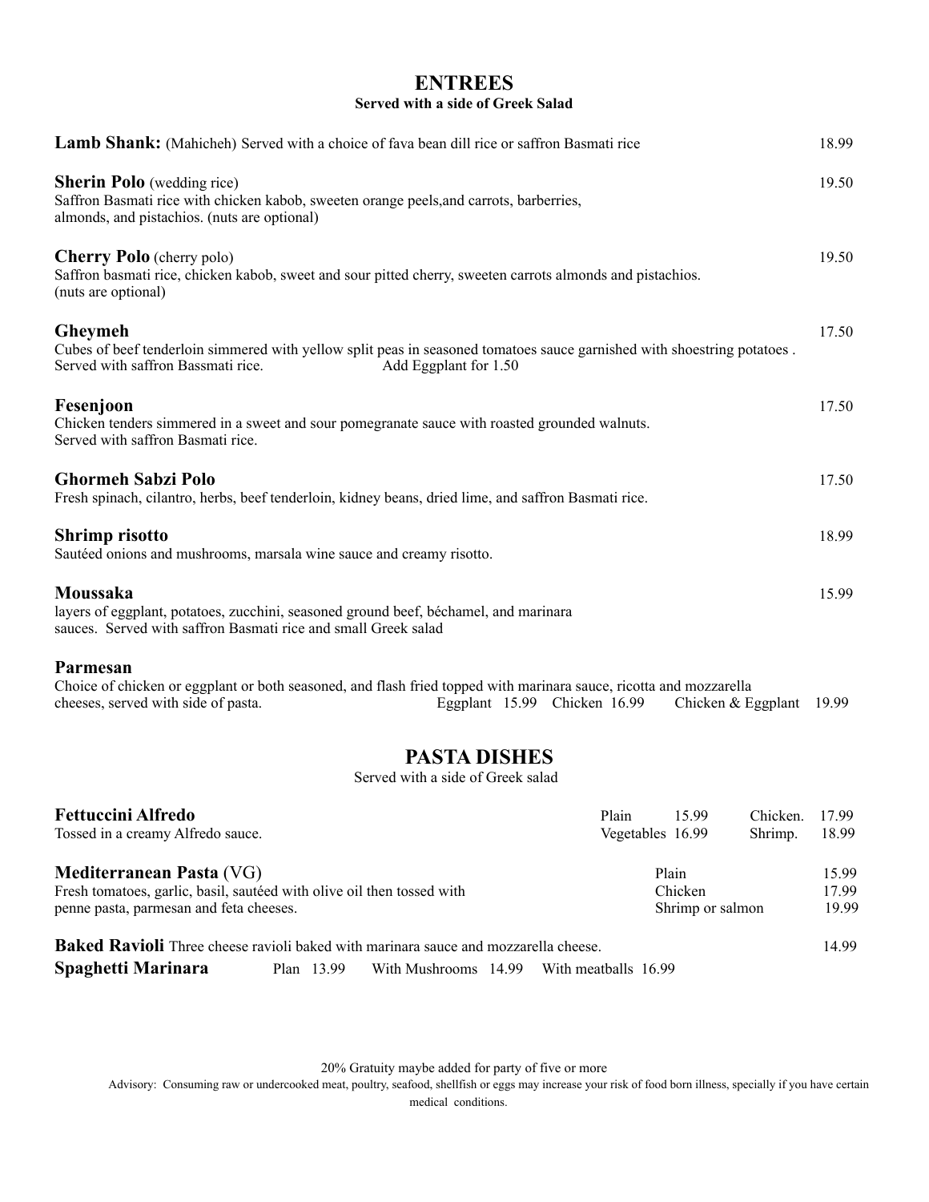# ENTREES

**Served with a side of Greek Salad**

**Lamb Shank:** (Mahicheh) Served with a choice of fava bean dill rice or saffron Basmati rice — 18.99

**Sherin Polo** (wedding rice) — 19.50
Saffron Basmati rice with chicken kabob, sweeten orange peels,and carrots, barberries, almonds, and pistachios. (nuts are optional)

**Cherry Polo** (cherry polo) — 19.50
Saffron basmati rice, chicken kabob, sweet and sour pitted cherry, sweeten carrots almonds and pistachios. (nuts are optional)

**Gheymeh** — 17.50
Cubes of beef tenderloin simmered with yellow split peas in seasoned tomatoes sauce garnished with shoestring potatoes . Served with saffron Bassmati rice. Add Eggplant for 1.50

**Fesenjoon** — 17.50
Chicken tenders simmered in a sweet and sour pomegranate sauce with roasted grounded walnuts. Served with saffron Basmati rice.

**Ghormeh Sabzi Polo** — 17.50
Fresh spinach, cilantro, herbs, beef tenderloin, kidney beans, dried lime, and saffron Basmati rice.

**Shrimp risotto** — 18.99
Sautéed onions and mushrooms, marsala wine sauce and creamy risotto.

**Moussaka** — 15.99
layers of eggplant, potatoes, zucchini, seasoned ground beef, béchamel, and marinara sauces. Served with saffron Basmati rice and small Greek salad

**Parmesan**
Choice of chicken or eggplant or both seasoned, and flash fried topped with marinara sauce, ricotta and mozzarella cheeses, served with side of pasta. Eggplant 15.99 Chicken 16.99 Chicken & Eggplant 19.99

# PASTA DISHES

Served with a side of Greek salad

**Fettuccini Alfredo**
Tossed in a creamy Alfredo sauce.
Plain 15.99 Chicken. 17.99
Vegetables 16.99 Shrimp. 18.99

**Mediterranean Pasta** (VG)
Fresh tomatoes, garlic, basil, sautéed with olive oil then tossed with penne pasta, parmesan and feta cheeses.
Plain 15.99
Chicken 17.99
Shrimp or salmon 19.99

**Baked Ravioli** Three cheese ravioli baked with marinara sauce and mozzarella cheese. — 14.99

**Spaghetti Marinara** Plan 13.99 With Mushrooms 14.99 With meatballs 16.99

20% Gratuity maybe added for party of five or more

Advisory: Consuming raw or undercooked meat, poultry, seafood, shellfish or eggs may increase your risk of food born illness, specially if you have certain medical conditions.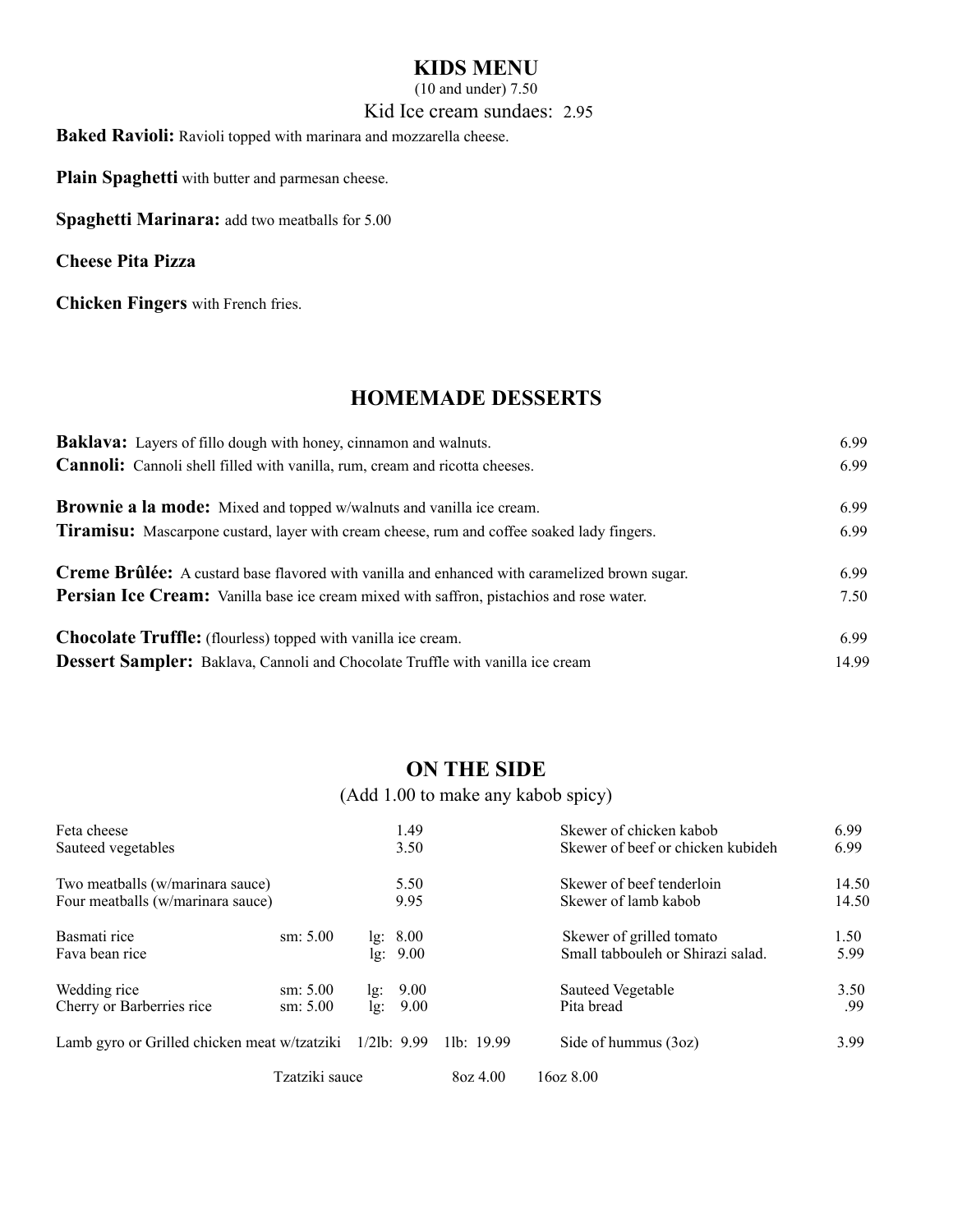## KIDS MENU

(10 and under) 7.50

Kid Ice cream sundaes: 2.95

**Baked Ravioli:** Ravioli topped with marinara and mozzarella cheese.

**Plain Spaghetti** with butter and parmesan cheese.

**Spaghetti Marinara:** add two meatballs for 5.00

**Cheese Pita Pizza**

**Chicken Fingers** with French fries.

## HOMEMADE DESSERTS

| | |
|---|---|
| **Baklava:** Layers of fillo dough with honey, cinnamon and walnuts. | 6.99 |
| **Cannoli:** Cannoli shell filled with vanilla, rum, cream and ricotta cheeses. | 6.99 |
| **Brownie a la mode:** Mixed and topped w/walnuts and vanilla ice cream. | 6.99 |
| **Tiramisu:** Mascarpone custard, layer with cream cheese, rum and coffee soaked lady fingers. | 6.99 |
| **Creme Brûlée:** A custard base flavored with vanilla and enhanced with caramelized brown sugar. | 6.99 |
| **Persian Ice Cream:** Vanilla base ice cream mixed with saffron, pistachios and rose water. | 7.50 |
| **Chocolate Truffle:** (flourless) topped with vanilla ice cream. | 6.99 |
| **Dessert Sampler:** Baklava, Cannoli and Chocolate Truffle with vanilla ice cream | 14.99 |

## ON THE SIDE

(Add 1.00 to make any kabob spicy)

| | | | |
|---|---|---|---|
| Feta cheese | 1.49 | Skewer of chicken kabob | 6.99 |
| Sauteed vegetables | 3.50 | Skewer of beef or chicken kubideh | 6.99 |
| Two meatballs (w/marinara sauce) | 5.50 | Skewer of beef tenderloin | 14.50 |
| Four meatballs (w/marinara sauce) | 9.95 | Skewer of lamb kabob | 14.50 |
| Basmati rice | sm: 5.00 lg: 8.00 | Skewer of grilled tomato | 1.50 |
| Fava bean rice | lg: 9.00 | Small tabbouleh or Shirazi salad. | 5.99 |
| Wedding rice | sm: 5.00 lg: 9.00 | Sauteed Vegetable | 3.50 |
| Cherry or Barberries rice | sm: 5.00 lg: 9.00 | Pita bread | .99 |
| Lamb gyro or Grilled chicken meat w/tzatziki | 1/2lb: 9.99 1lb: 19.99 | Side of hummus (3oz) | 3.99 |
| Tzatziki sauce | 8oz 4.00 16oz 8.00 | | |